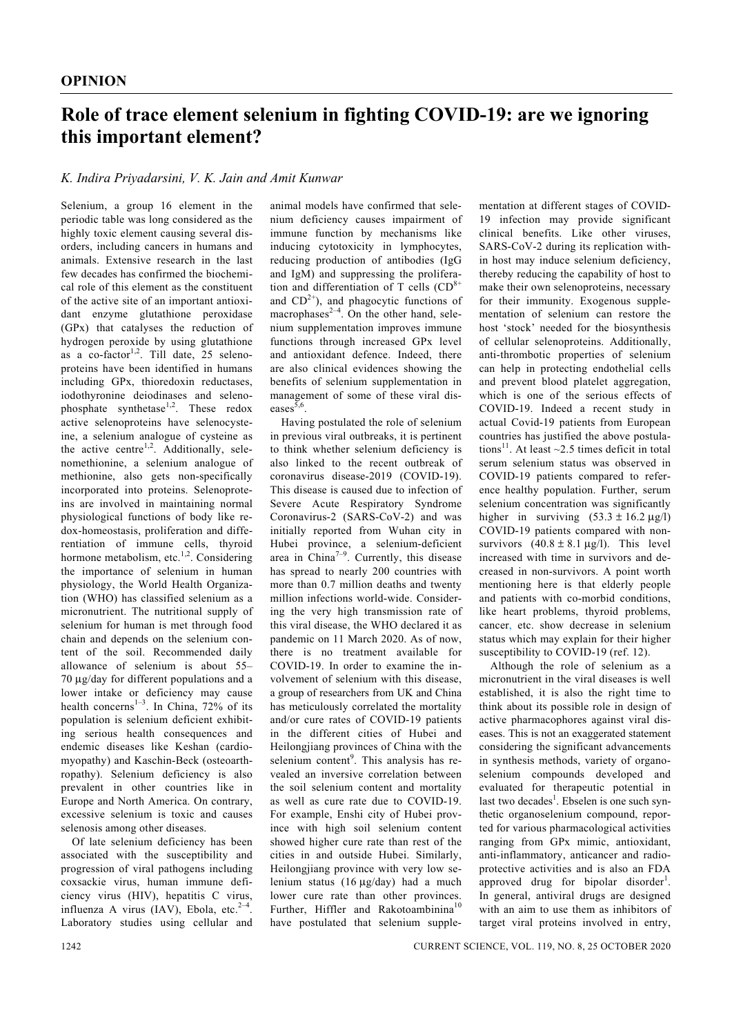**OPINION**

# Role of trace element selenium in fighting COVID-19: are we ignoring this important element?

*K. Indira Priyadarsini, V. K. Jain and Amit Kunwar*

Selenium, a group 16 element in the periodic table was long considered as the highly toxic element causing several disorders, including cancers in humans and animals. Extensive research in the last few decades has confirmed the biochemical role of this element as the constituent of the active site of an important antioxidant enzyme glutathione peroxidase (GPx) that catalyses the reduction of hydrogen peroxide by using glutathione as a co-factor[1,2]. Till date, 25 selenoproteins have been identified in humans including GPx, thioredoxin reductases, iodothyronine deiodinases and selenophosphate synthetase[1,2]. These redox active selenoproteins have selenocysteine, a selenium analogue of cysteine as the active centre[1,2]. Additionally, selenomethionine, a selenium analogue of methionine, also gets non-specifically incorporated into proteins. Selenoproteins are involved in maintaining normal physiological functions of body like redox-homeostasis, proliferation and differentiation of immune cells, thyroid hormone metabolism, etc.[1,2]. Considering the importance of selenium in human physiology, the World Health Organization (WHO) has classified selenium as a micronutrient. The nutritional supply of selenium for human is met through food chain and depends on the selenium content of the soil. Recommended daily allowance of selenium is about 55–70 μg/day for different populations and a lower intake or deficiency may cause health concerns[1–3]. In China, 72% of its population is selenium deficient exhibiting serious health consequences and endemic diseases like Keshan (cardiomyopathy) and Kaschin-Beck (osteoarthropathy). Selenium deficiency is also prevalent in other countries like in Europe and North America. On contrary, excessive selenium is toxic and causes selenosis among other diseases.

Of late selenium deficiency has been associated with the susceptibility and progression of viral pathogens including coxsackie virus, human immune deficiency virus (HIV), hepatitis C virus, influenza A virus (IAV), Ebola, etc.[2–4]. Laboratory studies using cellular and animal models have confirmed that selenium deficiency causes impairment of immune function by mechanisms like inducing cytotoxicity in lymphocytes, reducing production of antibodies (IgG and IgM) and suppressing the proliferation and differentiation of T cells ($CD^{8+}$ and $CD^{2+}$), and phagocytic functions of macrophages[2–4]. On the other hand, selenium supplementation improves immune functions through increased GPx level and antioxidant defence. Indeed, there are also clinical evidences showing the benefits of selenium supplementation in management of some of these viral diseases[5,6].

Having postulated the role of selenium in previous viral outbreaks, it is pertinent to think whether selenium deficiency is also linked to the recent outbreak of coronavirus disease-2019 (COVID-19). This disease is caused due to infection of Severe Acute Respiratory Syndrome Coronavirus-2 (SARS-CoV-2) and was initially reported from Wuhan city in Hubei province, a selenium-deficient area in China[7–9]. Currently, this disease has spread to nearly 200 countries with more than 0.7 million deaths and twenty million infections world-wide. Considering the very high transmission rate of this viral disease, the WHO declared it as pandemic on 11 March 2020. As of now, there is no treatment available for COVID-19. In order to examine the involvement of selenium with this disease, a group of researchers from UK and China has meticulously correlated the mortality and/or cure rates of COVID-19 patients in the different cities of Hubei and Heilongjiang provinces of China with the selenium content[9]. This analysis has revealed an inversive correlation between the soil selenium content and mortality as well as cure rate due to COVID-19. For example, Enshi city of Hubei province with high soil selenium content showed higher cure rate than rest of the cities in and outside Hubei. Similarly, Heilongjiang province with very low selenium status (16 μg/day) had a much lower cure rate than other provinces. Further, Hiffler and Rakotoambinina[10] have postulated that selenium supplementation at different stages of COVID-19 infection may provide significant clinical benefits. Like other viruses, SARS-CoV-2 during its replication within host may induce selenium deficiency, thereby reducing the capability of host to make their own selenoproteins, necessary for their immunity. Exogenous supplementation of selenium can restore the host 'stock' needed for the biosynthesis of cellular selenoproteins. Additionally, anti-thrombotic properties of selenium can help in protecting endothelial cells and prevent blood platelet aggregation, which is one of the serious effects of COVID-19. Indeed a recent study in actual Covid-19 patients from European countries has justified the above postulations[11]. At least ~2.5 times deficit in total serum selenium status was observed in COVID-19 patients compared to reference healthy population. Further, serum selenium concentration was significantly higher in surviving ($53.3 \pm 16.2$ μg/l) COVID-19 patients compared with non-survivors ($40.8 \pm 8.1$ μg/l). This level increased with time in survivors and decreased in non-survivors. A point worth mentioning here is that elderly people and patients with co-morbid conditions, like heart problems, thyroid problems, cancer, etc. show decrease in selenium status which may explain for their higher susceptibility to COVID-19 (ref. 12).

Although the role of selenium as a micronutrient in the viral diseases is well established, it is also the right time to think about its possible role in design of active pharmacophores against viral diseases. This is not an exaggerated statement considering the significant advancements in synthesis methods, variety of organoselenium compounds developed and evaluated for therapeutic potential in last two decades[1]. Ebselen is one such synthetic organoselenium compound, reported for various pharmacological activities ranging from GPx mimic, antioxidant, anti-inflammatory, anticancer and radioprotective activities and is also an FDA approved drug for bipolar disorder[1]. In general, antiviral drugs are designed with an aim to use them as inhibitors of target viral proteins involved in entry,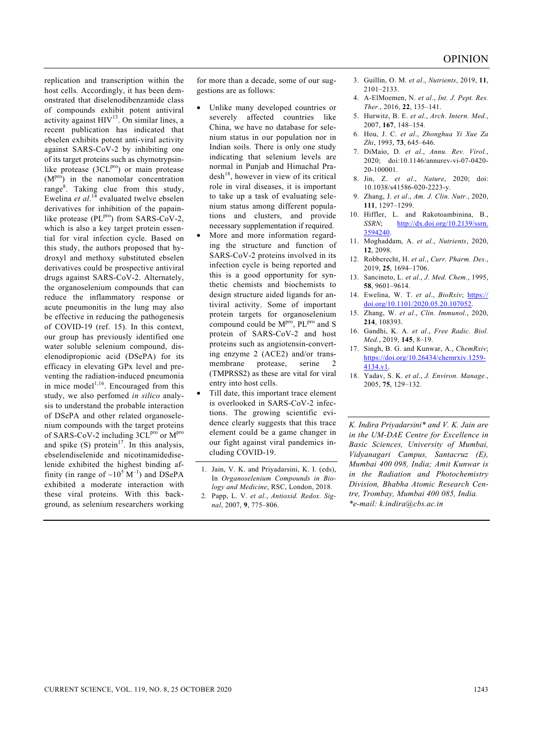replication and transcription within the host cells. Accordingly, it has been demonstrated that diselenodibenzamide class of compounds exhibit potent antiviral activity against HIV[13]. On similar lines, a recent publication has indicated that ebselen exhibits potent anti-viral activity against SARS-CoV-2 by inhibiting one of its target proteins such as chymotrypsin-like protease ($3CL^{pro}$) or main protease ($M^{pro}$) in the nanomolar concentration range[8]. Taking clue from this study, Ewelina *et al.*[14] evaluated twelve ebselen derivatives for inhibition of the papain-like protease ($PL^{pro}$) from SARS-CoV-2, which is also a key target protein essential for viral infection cycle. Based on this study, the authors proposed that hydroxyl and methoxy substituted ebselen derivatives could be prospective antiviral drugs against SARS-CoV-2. Alternately, the organoselenium compounds that can reduce the inflammatory response or acute pneumonitis in the lung may also be effective in reducing the pathogenesis of COVID-19 (ref. 15). In this context, our group has previously identified one water soluble selenium compound, diselenodipropionic acid (DSePA) for its efficacy in elevating GPx level and preventing the radiation-induced pneumonia in mice model[1,16]. Encouraged from this study, we also perfomed *in silico* analysis to understand the probable interaction of DSePA and other related organoselenium compounds with the target proteins of SARS-CoV-2 including $3CL^{pro}$ or $M^{pro}$ and spike (S) protein[17]. In this analysis, ebselendiselenide and nicotinamidediselenide exhibited the highest binding affinity (in range of $\sim 10^5\ M^{-1}$) and DSePA exhibited a moderate interaction with these viral proteins. With this background, as selenium researchers working for more than a decade, some of our suggestions are as follows:

- Unlike many developed countries or severely affected countries like China, we have no database for selenium status in our population nor in Indian soils. There is only one study indicating that selenium levels are normal in Punjab and Himachal Pradesh[18], however in view of its critical role in viral diseases, it is important to take up a task of evaluating selenium status among different populations and clusters, and provide necessary supplementation if required.
- More and more information regarding the structure and function of SARS-CoV-2 proteins involved in its infection cycle is being reported and this is a good opportunity for synthetic chemists and biochemists to design structure aided ligands for antiviral activity. Some of important protein targets for organoselenium compound could be $M^{pro}$, $PL^{pro}$ and S protein of SARS-CoV-2 and host proteins such as angiotensin-converting enzyme 2 (ACE2) and/or transmembrane protease, serine 2 (TMPRSS2) as these are vital for viral entry into host cells.
- Till date, this important trace element is overlooked in SARS-CoV-2 infections. The growing scientific evidence clearly suggests that this trace element could be a game changer in our fight against viral pandemics including COVID-19.

1. Jain, V. K. and Priyadarsini, K. I. (eds), In *Organoselenium Compounds in Biology and Medicine*, RSC, London, 2018.
2. Papp, L. V. *et al.*, *Antioxid. Redox. Signal*, 2007, **9**, 775–806.
3. Guillin, O. M. *et al.*, *Nutrients*, 2019, **11**, 2101–2133.
4. A-ElMoemen, N. *et al.*, *Int. J. Pept. Res. Ther.*, 2016, **22**, 135–141.
5. Hurwitz, B. E. *et al.*, *Arch. Intern. Med.*, 2007, **167**, 148–154.
6. Hou, J. C. *et al.*, *Zhonghua Yi Xue Za Zhi*, 1993, **73**, 645–646.
7. DiMaio, D. *et al.*, *Annu. Rev. Virol.*, 2020; doi:10.1146/annurev-vi-07-0420-20-100001.
8. Jin, Z. *et al.*, *Nature*, 2020; doi: 10.1038/s41586-020-2223-y.
9. Zhang, J. *et al.*, *Am. J. Clin. Nutr.*, 2020, **111**, 1297–1299.
10. Hiffler, L. and Rakotoambinina, B., *SSRN*; http://dx.doi.org/10.2139/ssrn.3594240.
11. Moghaddam, A. *et al.*, *Nutrients*, 2020, **12**, 2098.
12. Robberecht, H. *et al.*, *Curr. Pharm. Des.*, 2019, **25**, 1694–1706.
13. Sancineto, L. *et al.*, *J. Med. Chem.*, 1995, **58**, 9601–9614.
14. Ewelina, W. T. *et al.*, *BioRxiv*; https://doi.org/10.1101/2020.05.20.107052.
15. Zhang, W. *et al.*, *Clin. Immunol.*, 2020, **214**, 108393.
16. Gandhi, K. A. *et al.*, *Free Radic. Biol. Med.*, 2019, **145**, 8–19.
17. Singh, B. G. and Kunwar, A., *ChemRxiv*; https://doi.org/10.26434/chemrxiv.1259-4134.v1.
18. Yadav, S. K. *et al.*, *J. Environ. Manage.*, 2005, **75**, 129–132.

*K. Indira Priyadarsini\* and V. K. Jain are in the UM-DAE Centre for Excellence in Basic Sciences, University of Mumbai, Vidyanagari Campus, Santacruz (E), Mumbai 400 098, India; Amit Kunwar is in the Radiation and Photochemistry Division, Bhabha Atomic Research Centre, Trombay, Mumbai 400 085, India.*
*\*e-mail: k.indira@cbs.ac.in*